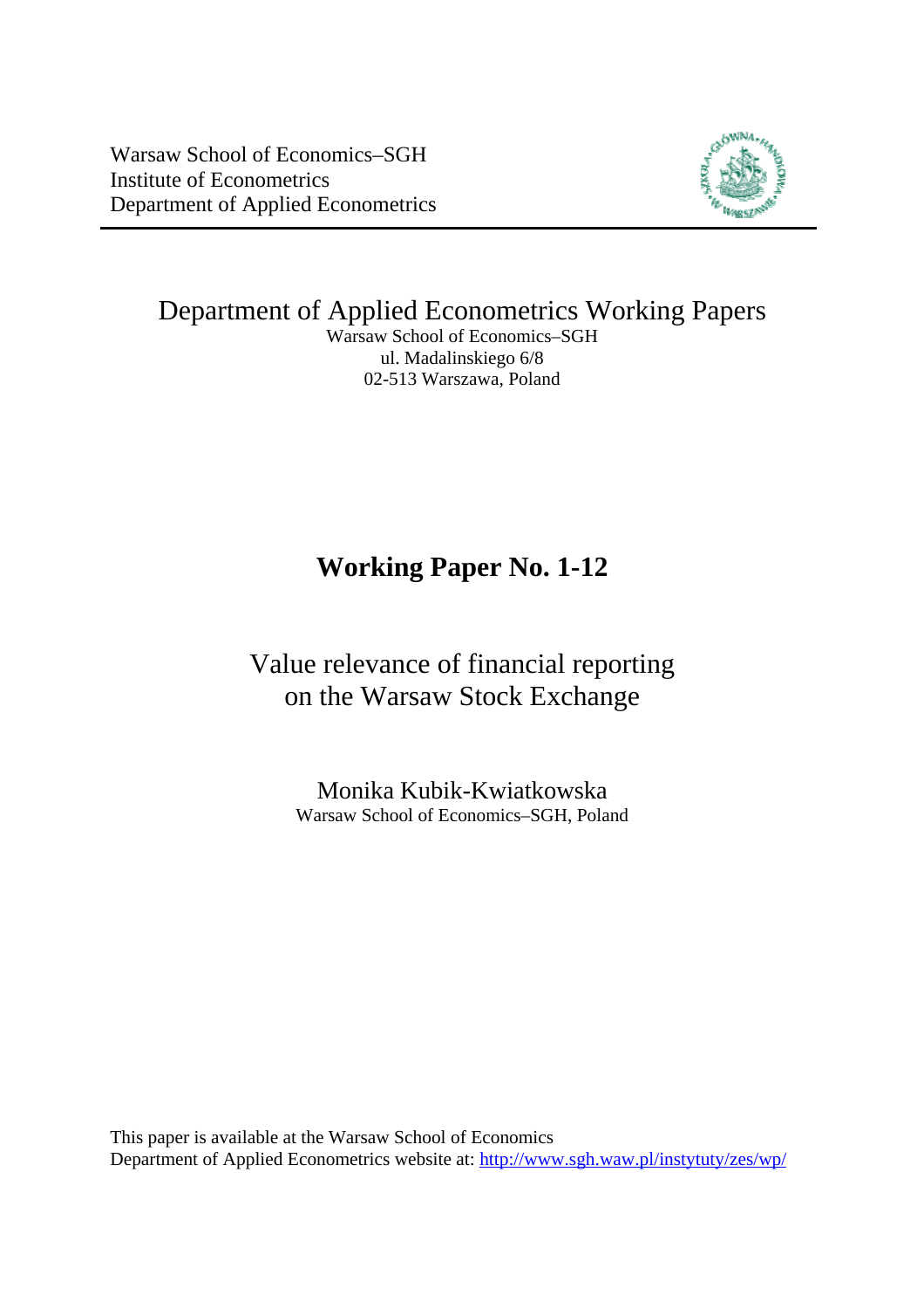Warsaw School of Economics–SGH
Institute of Econometrics
Department of Applied Econometrics

---

# Department of Applied Econometrics Working Papers

Warsaw School of Economics–SGH
ul. Madalinskiego 6/8
02-513 Warszawa, Poland

## Working Paper No. 1-12

# Value relevance of financial reporting on the Warsaw Stock Exchange

Monika Kubik-Kwiatkowska
Warsaw School of Economics–SGH, Poland

This paper is available at the Warsaw School of Economics Department of Applied Econometrics website at: http://www.sgh.waw.pl/instytuty/zes/wp/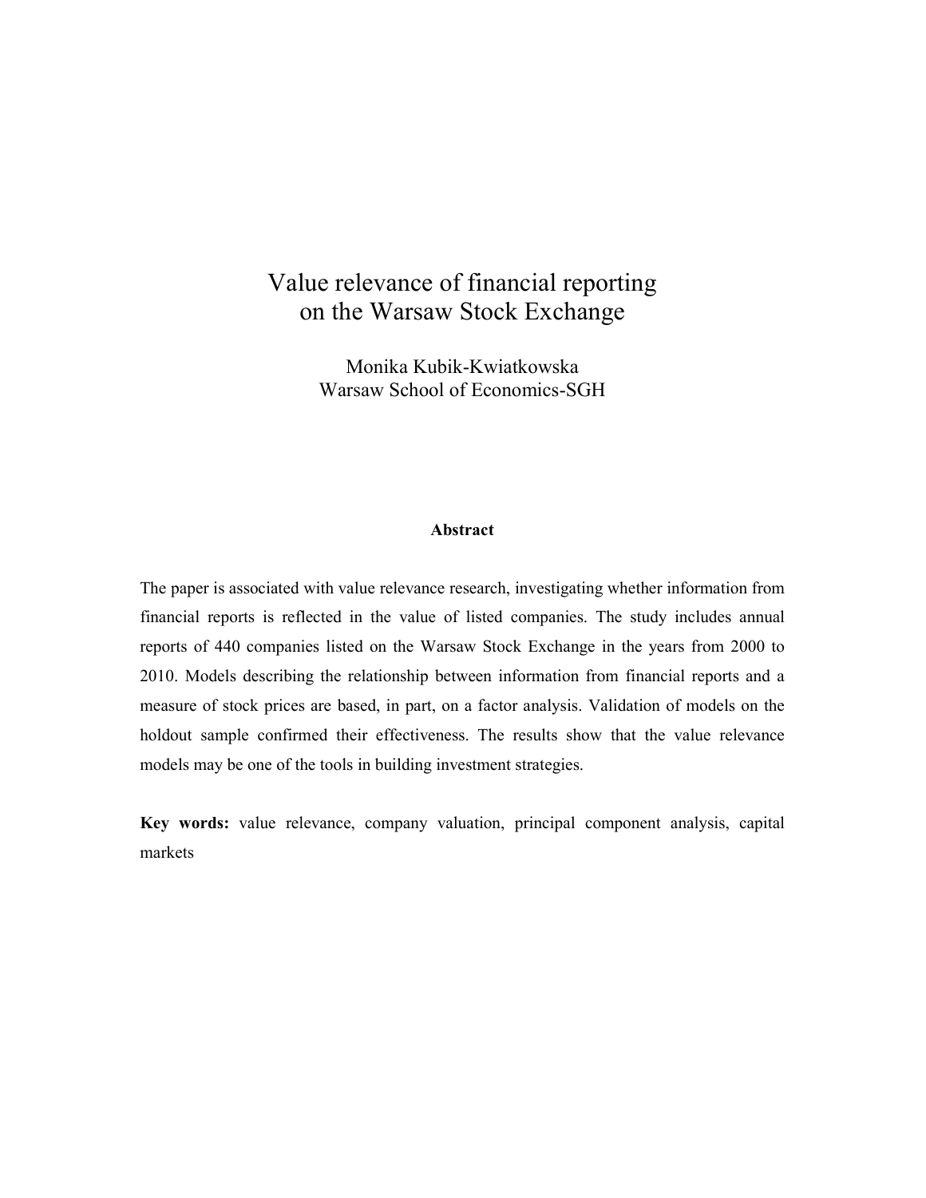# Value relevance of financial reporting on the Warsaw Stock Exchange

Monika Kubik-Kwiatkowska
Warsaw School of Economics-SGH

## Abstract

The paper is associated with value relevance research, investigating whether information from financial reports is reflected in the value of listed companies. The study includes annual reports of 440 companies listed on the Warsaw Stock Exchange in the years from 2000 to 2010. Models describing the relationship between information from financial reports and a measure of stock prices are based, in part, on a factor analysis. Validation of models on the holdout sample confirmed their effectiveness. The results show that the value relevance models may be one of the tools in building investment strategies.

**Key words:** value relevance, company valuation, principal component analysis, capital markets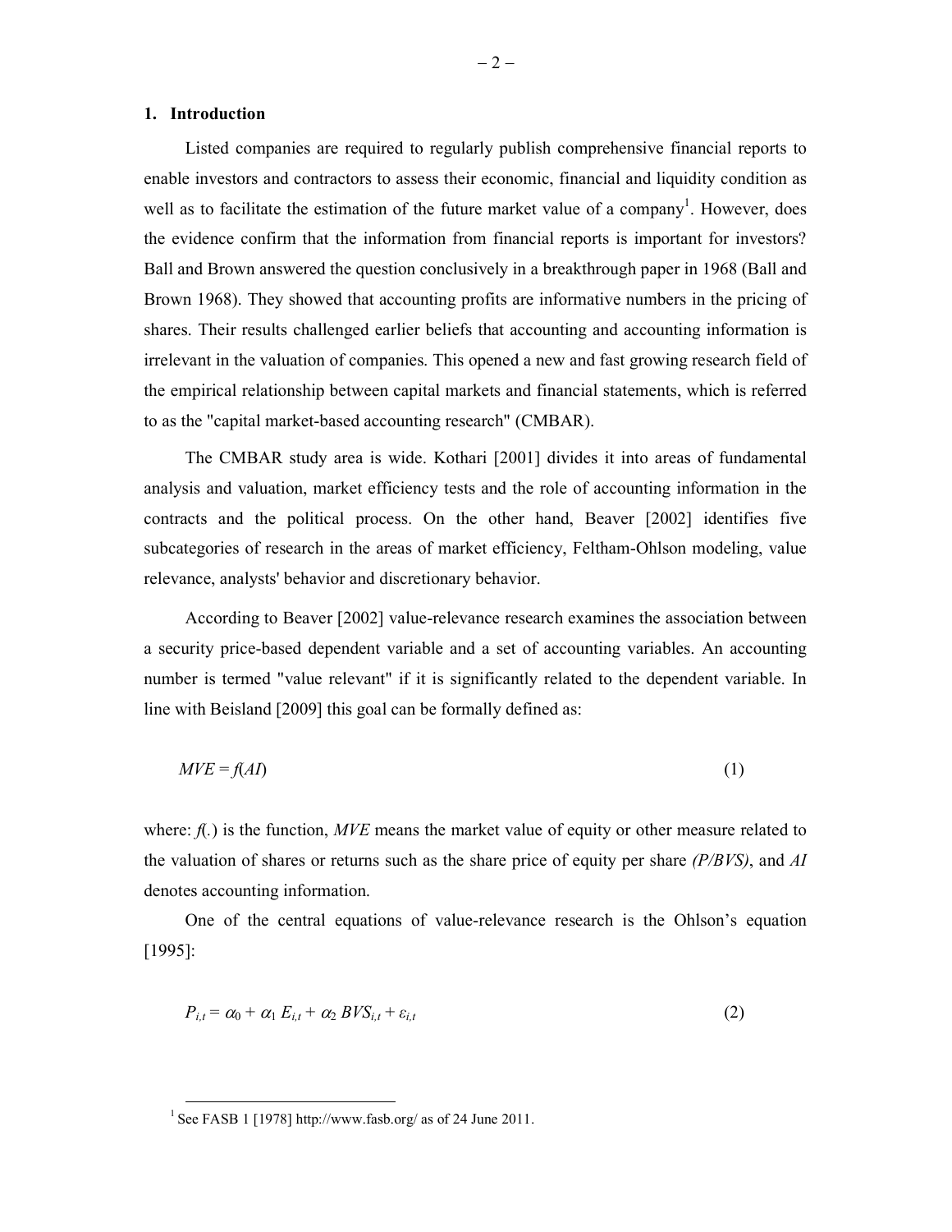## 1. Introduction

Listed companies are required to regularly publish comprehensive financial reports to enable investors and contractors to assess their economic, financial and liquidity condition as well as to facilitate the estimation of the future market value of a company[1]. However, does the evidence confirm that the information from financial reports is important for investors? Ball and Brown answered the question conclusively in a breakthrough paper in 1968 (Ball and Brown 1968). They showed that accounting profits are informative numbers in the pricing of shares. Their results challenged earlier beliefs that accounting and accounting information is irrelevant in the valuation of companies. This opened a new and fast growing research field of the empirical relationship between capital markets and financial statements, which is referred to as the "capital market-based accounting research" (CMBAR).

The CMBAR study area is wide. Kothari [2001] divides it into areas of fundamental analysis and valuation, market efficiency tests and the role of accounting information in the contracts and the political process. On the other hand, Beaver [2002] identifies five subcategories of research in the areas of market efficiency, Feltham-Ohlson modeling, value relevance, analysts' behavior and discretionary behavior.

According to Beaver [2002] value-relevance research examines the association between a security price-based dependent variable and a set of accounting variables. An accounting number is termed "value relevant" if it is significantly related to the dependent variable. In line with Beisland [2009] this goal can be formally defined as:

$$MVE = f(AI) \tag{1}$$

where: $f(.)$ is the function, *MVE* means the market value of equity or other measure related to the valuation of shares or returns such as the share price of equity per share *(P/BVS)*, and *AI* denotes accounting information.

One of the central equations of value-relevance research is the Ohlson's equation [1995]:

$$P_{i,t} = \alpha_0 + \alpha_1 E_{i,t} + \alpha_2 BVS_{i,t} + \varepsilon_{i,t} \tag{2}$$

[1] See FASB 1 [1978] http://www.fasb.org/ as of 24 June 2011.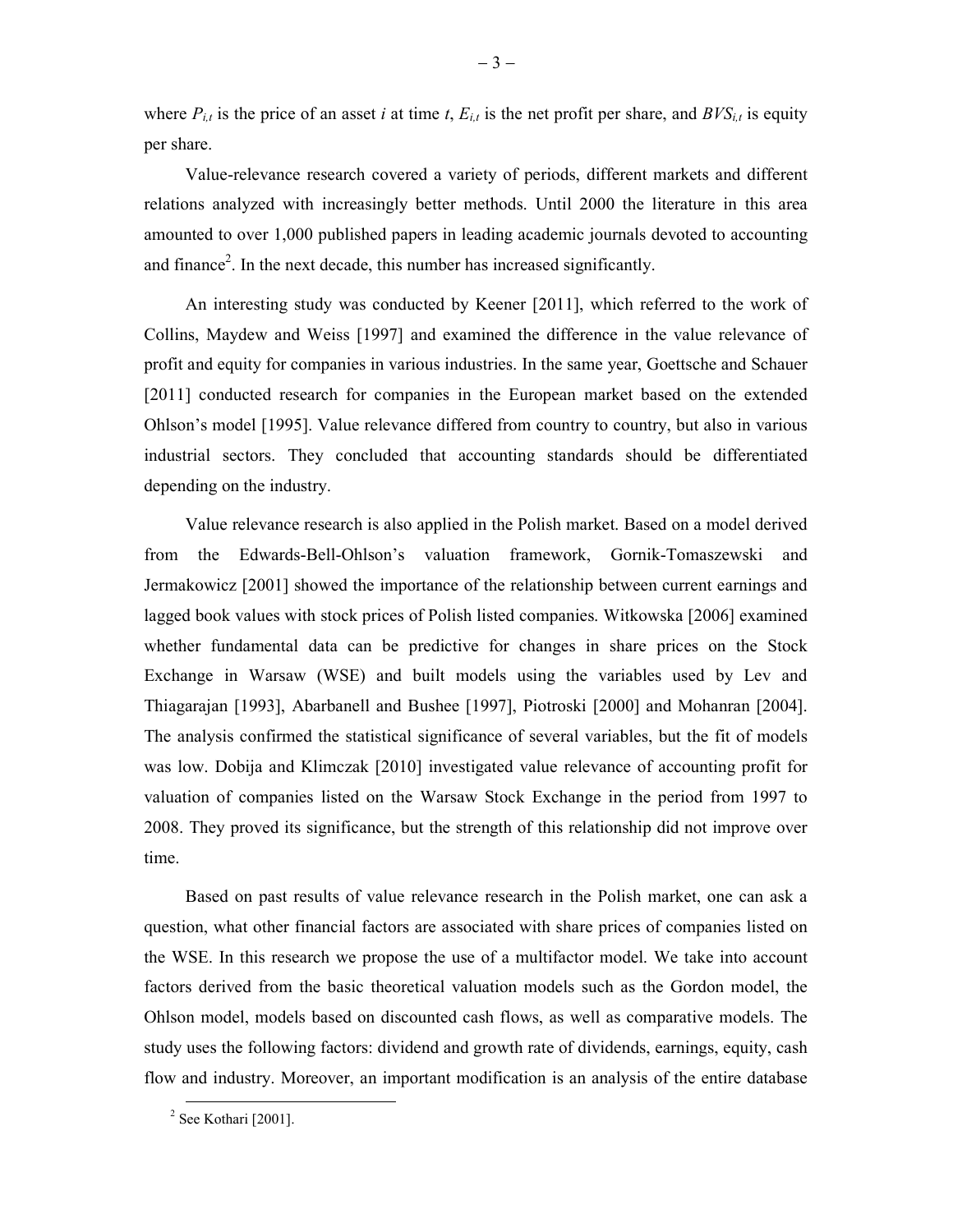where $P_{i,t}$ is the price of an asset $i$ at time $t$, $E_{i,t}$ is the net profit per share, and $BVS_{i,t}$ is equity per share.

Value-relevance research covered a variety of periods, different markets and different relations analyzed with increasingly better methods. Until 2000 the literature in this area amounted to over 1,000 published papers in leading academic journals devoted to accounting and finance[2]. In the next decade, this number has increased significantly.

An interesting study was conducted by Keener [2011], which referred to the work of Collins, Maydew and Weiss [1997] and examined the difference in the value relevance of profit and equity for companies in various industries. In the same year, Goettsche and Schauer [2011] conducted research for companies in the European market based on the extended Ohlson's model [1995]. Value relevance differed from country to country, but also in various industrial sectors. They concluded that accounting standards should be differentiated depending on the industry.

Value relevance research is also applied in the Polish market. Based on a model derived from the Edwards-Bell-Ohlson's valuation framework, Gornik-Tomaszewski and Jermakowicz [2001] showed the importance of the relationship between current earnings and lagged book values with stock prices of Polish listed companies. Witkowska [2006] examined whether fundamental data can be predictive for changes in share prices on the Stock Exchange in Warsaw (WSE) and built models using the variables used by Lev and Thiagarajan [1993], Abarbanell and Bushee [1997], Piotroski [2000] and Mohanran [2004]. The analysis confirmed the statistical significance of several variables, but the fit of models was low. Dobija and Klimczak [2010] investigated value relevance of accounting profit for valuation of companies listed on the Warsaw Stock Exchange in the period from 1997 to 2008. They proved its significance, but the strength of this relationship did not improve over time.

Based on past results of value relevance research in the Polish market, one can ask a question, what other financial factors are associated with share prices of companies listed on the WSE. In this research we propose the use of a multifactor model. We take into account factors derived from the basic theoretical valuation models such as the Gordon model, the Ohlson model, models based on discounted cash flows, as well as comparative models. The study uses the following factors: dividend and growth rate of dividends, earnings, equity, cash flow and industry. Moreover, an important modification is an analysis of the entire database

[2] See Kothari [2001].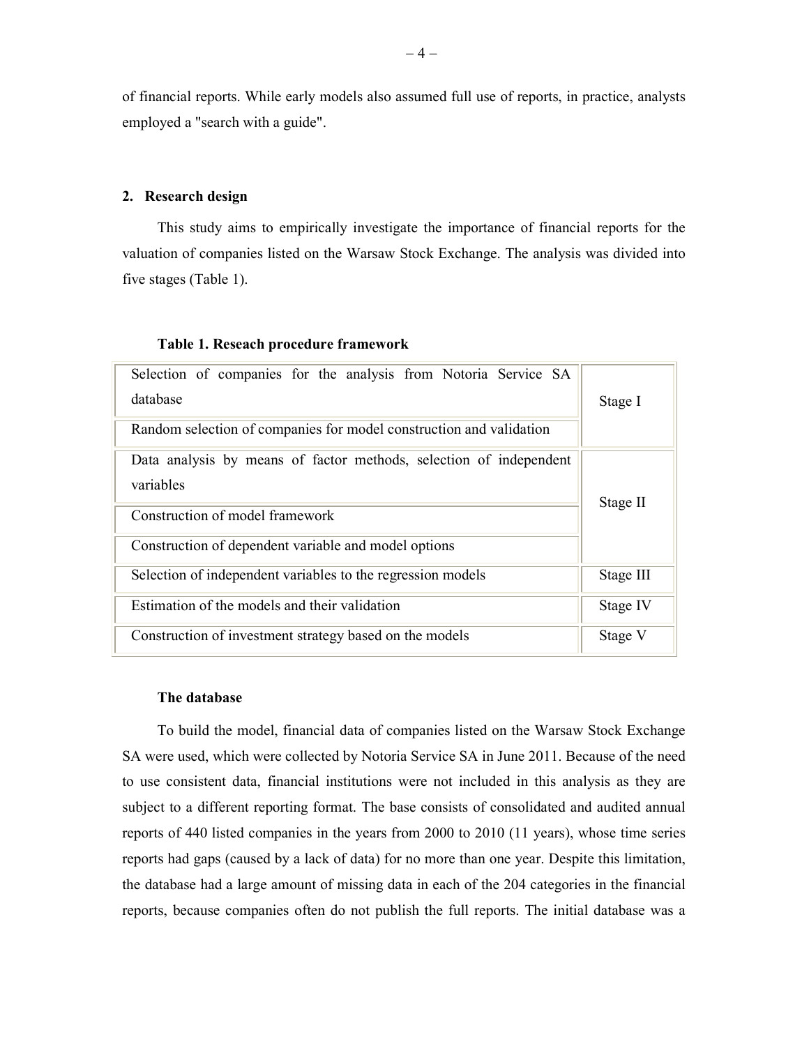of financial reports. While early models also assumed full use of reports, in practice, analysts employed a "search with a guide".

## 2. Research design

This study aims to empirically investigate the importance of financial reports for the valuation of companies listed on the Warsaw Stock Exchange. The analysis was divided into five stages (Table 1).

**Table 1. Reseach procedure framework**

| | |
|---|---|
| Selection of companies for the analysis from Notoria Service SA database | Stage I |
| Random selection of companies for model construction and validation | |
| Data analysis by means of factor methods, selection of independent variables | Stage II |
| Construction of model framework | |
| Construction of dependent variable and model options | |
| Selection of independent variables to the regression models | Stage III |
| Estimation of the models and their validation | Stage IV |
| Construction of investment strategy based on the models | Stage V |

### The database

To build the model, financial data of companies listed on the Warsaw Stock Exchange SA were used, which were collected by Notoria Service SA in June 2011. Because of the need to use consistent data, financial institutions were not included in this analysis as they are subject to a different reporting format. The base consists of consolidated and audited annual reports of 440 listed companies in the years from 2000 to 2010 (11 years), whose time series reports had gaps (caused by a lack of data) for no more than one year. Despite this limitation, the database had a large amount of missing data in each of the 204 categories in the financial reports, because companies often do not publish the full reports. The initial database was a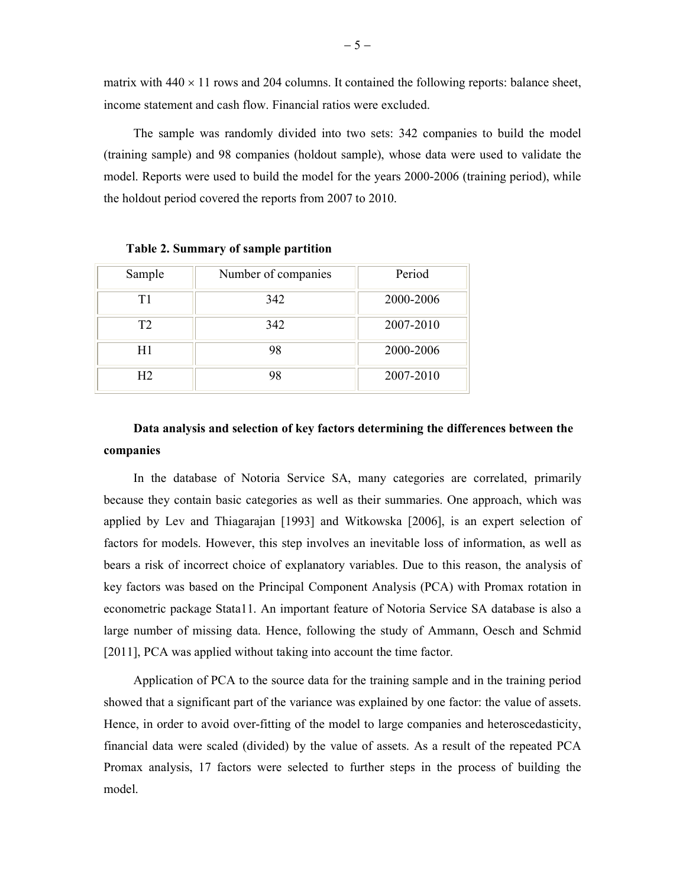matrix with $440 \times 11$ rows and 204 columns. It contained the following reports: balance sheet, income statement and cash flow. Financial ratios were excluded.

The sample was randomly divided into two sets: 342 companies to build the model (training sample) and 98 companies (holdout sample), whose data were used to validate the model. Reports were used to build the model for the years 2000-2006 (training period), while the holdout period covered the reports from 2007 to 2010.

**Table 2. Summary of sample partition**

| Sample | Number of companies | Period |
|---|---|---|
| T1 | 342 | 2000-2006 |
| T2 | 342 | 2007-2010 |
| H1 | 98 | 2000-2006 |
| H2 | 98 | 2007-2010 |

### Data analysis and selection of key factors determining the differences between the companies

In the database of Notoria Service SA, many categories are correlated, primarily because they contain basic categories as well as their summaries. One approach, which was applied by Lev and Thiagarajan [1993] and Witkowska [2006], is an expert selection of factors for models. However, this step involves an inevitable loss of information, as well as bears a risk of incorrect choice of explanatory variables. Due to this reason, the analysis of key factors was based on the Principal Component Analysis (PCA) with Promax rotation in econometric package Stata11. An important feature of Notoria Service SA database is also a large number of missing data. Hence, following the study of Ammann, Oesch and Schmid [2011], PCA was applied without taking into account the time factor.

Application of PCA to the source data for the training sample and in the training period showed that a significant part of the variance was explained by one factor: the value of assets. Hence, in order to avoid over-fitting of the model to large companies and heteroscedasticity, financial data were scaled (divided) by the value of assets. As a result of the repeated PCA Promax analysis, 17 factors were selected to further steps in the process of building the model.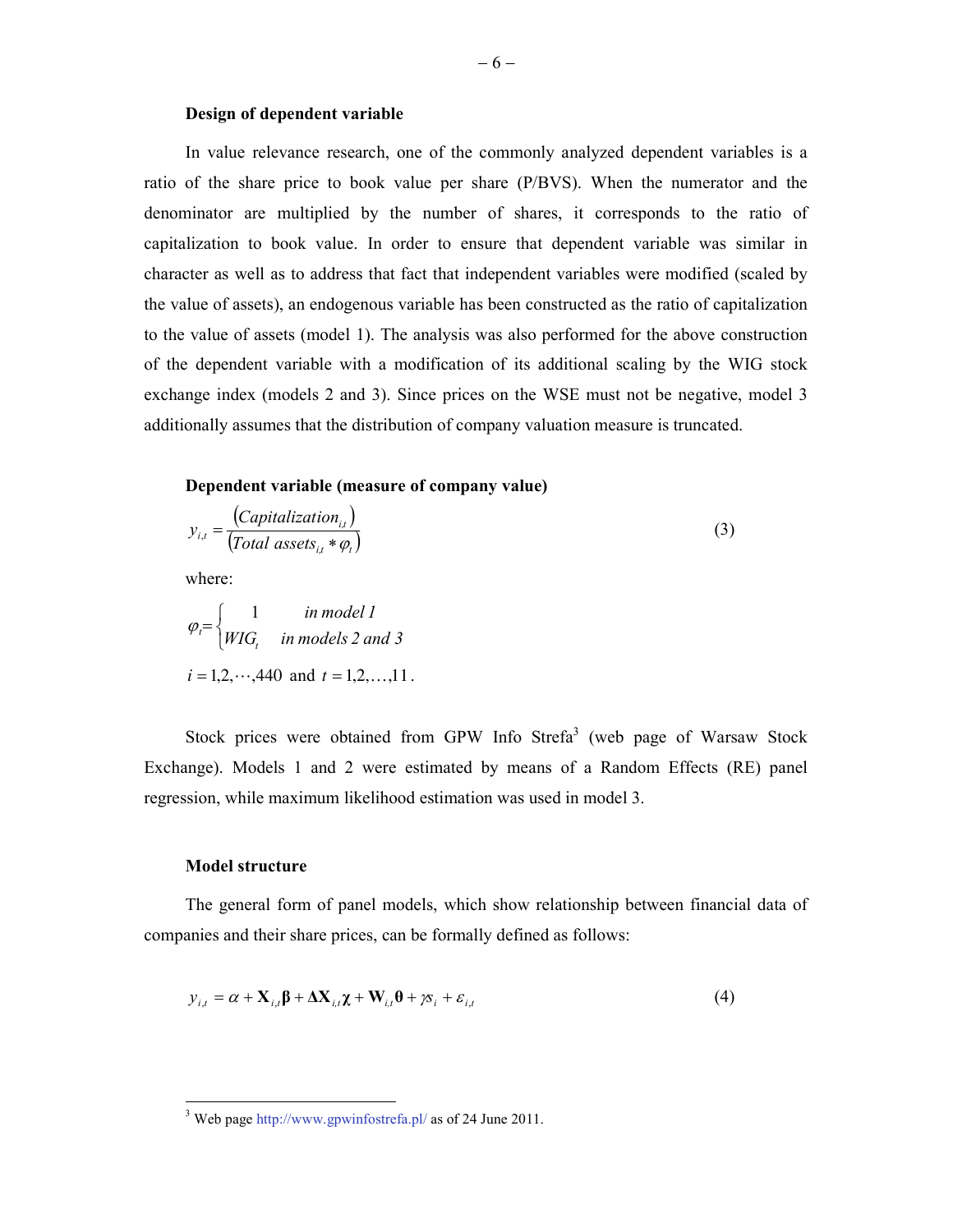**Design of dependent variable**

In value relevance research, one of the commonly analyzed dependent variables is a ratio of the share price to book value per share (P/BVS). When the numerator and the denominator are multiplied by the number of shares, it corresponds to the ratio of capitalization to book value. In order to ensure that dependent variable was similar in character as well as to address that fact that independent variables were modified (scaled by the value of assets), an endogenous variable has been constructed as the ratio of capitalization to the value of assets (model 1). The analysis was also performed for the above construction of the dependent variable with a modification of its additional scaling by the WIG stock exchange index (models 2 and 3). Since prices on the WSE must not be negative, model 3 additionally assumes that the distribution of company valuation measure is truncated.

**Dependent variable (measure of company value)**

$$y_{i,t} = \frac{\left(Capitalization_{i,t}\right)}{\left(Total\ assets_{i,t} * \varphi_t\right)} \tag{3}$$

where:

$$\varphi_t = \begin{cases} 1 & in\ model\ 1 \\ WIG_t & in\ models\ 2\ and\ 3 \end{cases}$$

$i = 1,2,\cdots,440$ and $t = 1,2,\ldots,11$.

Stock prices were obtained from GPW Info Strefa[3] (web page of Warsaw Stock Exchange). Models 1 and 2 were estimated by means of a Random Effects (RE) panel regression, while maximum likelihood estimation was used in model 3.

**Model structure**

The general form of panel models, which show relationship between financial data of companies and their share prices, can be formally defined as follows:

$$y_{i,t} = \alpha + \mathbf{X}_{i,t}\boldsymbol{\beta} + \boldsymbol{\Delta}\mathbf{X}_{i,t}\boldsymbol{\chi} + \mathbf{W}_{i,t}\boldsymbol{\theta} + \gamma s_i + \varepsilon_{i,t} \tag{4}$$

[3] Web page http://www.gpwinfostrefa.pl/ as of 24 June 2011.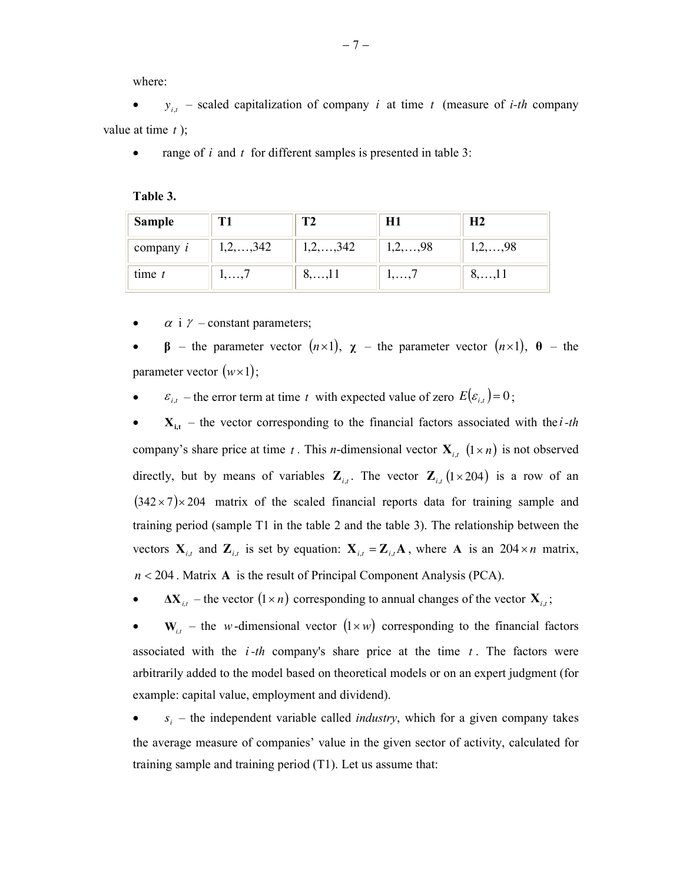where:

- $y_{i,t}$ – scaled capitalization of company $i$ at time $t$ (measure of *i-th* company value at time $t$);
- range of $i$ and $t$ for different samples is presented in table 3:

**Table 3.**

| Sample | T1 | T2 | H1 | H2 |
|---|---|---|---|---|
| company $i$ | 1,2,…,342 | 1,2,…,342 | 1,2,…,98 | 1,2,…,98 |
| time $t$ | 1,…,7 | 8,…,11 | 1,…,7 | 8,…,11 |

- $\alpha$ i $\gamma$ – constant parameters;
- $\boldsymbol{\beta}$ – the parameter vector $(n \times 1)$, $\boldsymbol{\chi}$ – the parameter vector $(n \times 1)$, $\boldsymbol{\theta}$ – the parameter vector $(w \times 1)$;
- $\varepsilon_{i,t}$ – the error term at time $t$ with expected value of zero $E(\varepsilon_{i,t}) = 0$;
- $\mathbf{X_{i,t}}$ – the vector corresponding to the financial factors associated with the $i$-*th* company's share price at time $t$. This *n*-dimensional vector $\mathbf{X}_{i,t}$ $(1 \times n)$ is not observed directly, but by means of variables $\mathbf{Z}_{i,t}$. The vector $\mathbf{Z}_{i,t}$ $(1 \times 204)$ is a row of an $(342 \times 7) \times 204$ matrix of the scaled financial reports data for training sample and training period (sample T1 in the table 2 and the table 3). The relationship between the vectors $\mathbf{X}_{i,t}$ and $\mathbf{Z}_{i,t}$ is set by equation: $\mathbf{X}_{i,t} = \mathbf{Z}_{i,t}\mathbf{A}$, where $\mathbf{A}$ is an $204 \times n$ matrix, $n < 204$. Matrix $\mathbf{A}$ is the result of Principal Component Analysis (PCA).
- $\Delta\mathbf{X}_{i,t}$ – the vector $(1 \times n)$ corresponding to annual changes of the vector $\mathbf{X}_{i,t}$;
- $\mathbf{W}_{i,t}$ – the $w$-dimensional vector $(1 \times w)$ corresponding to the financial factors associated with the $i$-*th* company's share price at the time $t$. The factors were arbitrarily added to the model based on theoretical models or on an expert judgment (for example: capital value, employment and dividend).
- $s_i$ – the independent variable called *industry*, which for a given company takes the average measure of companies' value in the given sector of activity, calculated for training sample and training period (T1). Let us assume that: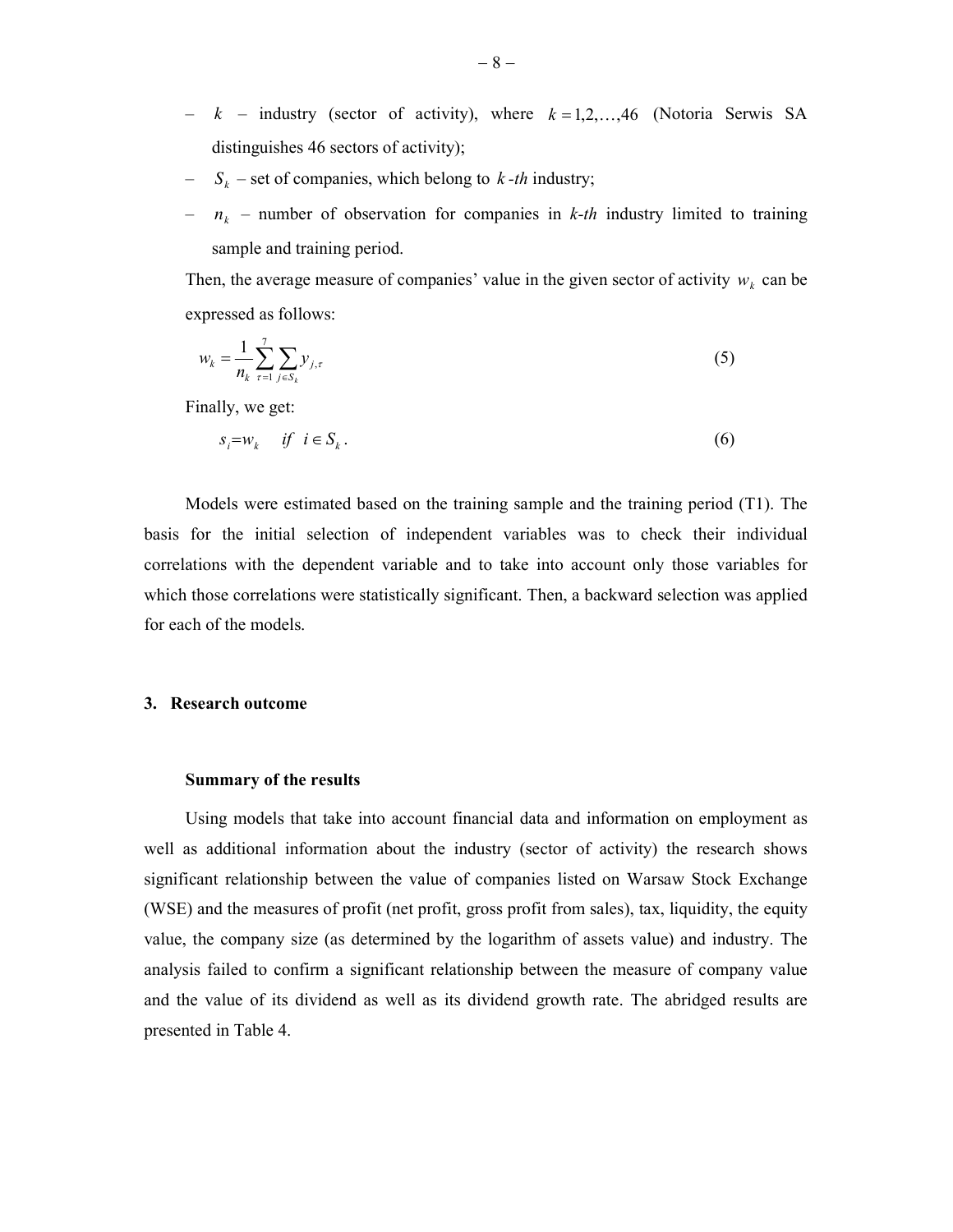- $k$ – industry (sector of activity), where $k = 1,2,\ldots,46$ (Notoria Serwis SA distinguishes 46 sectors of activity);
- $S_k$ – set of companies, which belong to $k$*-th* industry;
- $n_k$ – number of observation for companies in *k-th* industry limited to training sample and training period.

Then, the average measure of companies' value in the given sector of activity $w_k$ can be expressed as follows:

$$w_k = \frac{1}{n_k} \sum_{\tau=1}^{7} \sum_{j \in S_k} y_{j,\tau} \tag{5}$$

Finally, we get:

$$s_i = w_k \quad if \;\; i \in S_k . \tag{6}$$

Models were estimated based on the training sample and the training period (T1). The basis for the initial selection of independent variables was to check their individual correlations with the dependent variable and to take into account only those variables for which those correlations were statistically significant. Then, a backward selection was applied for each of the models.

## 3. Research outcome

### Summary of the results

Using models that take into account financial data and information on employment as well as additional information about the industry (sector of activity) the research shows significant relationship between the value of companies listed on Warsaw Stock Exchange (WSE) and the measures of profit (net profit, gross profit from sales), tax, liquidity, the equity value, the company size (as determined by the logarithm of assets value) and industry. The analysis failed to confirm a significant relationship between the measure of company value and the value of its dividend as well as its dividend growth rate. The abridged results are presented in Table 4.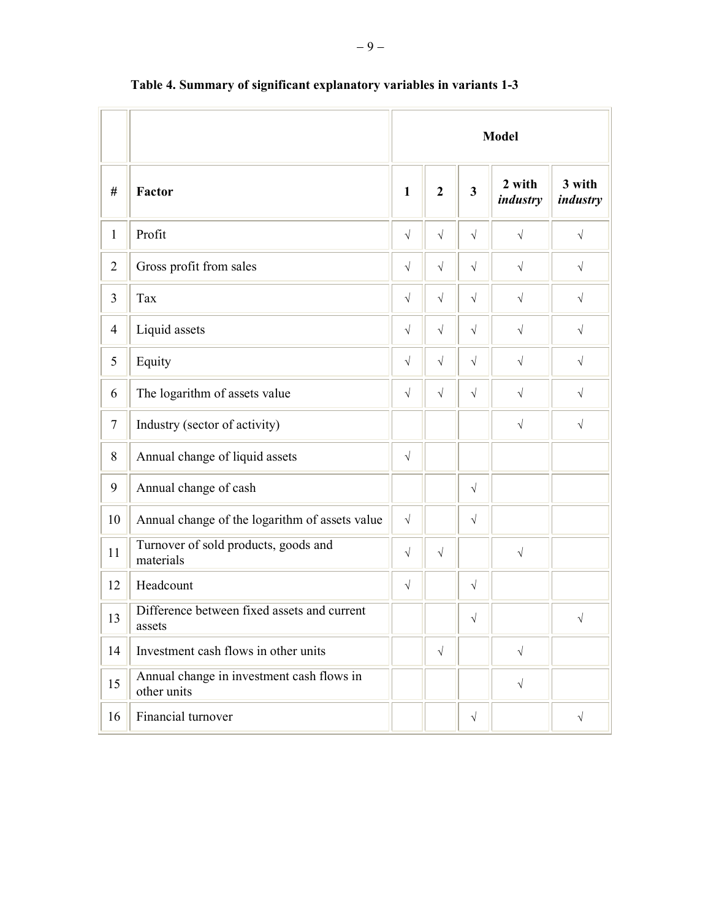**Table 4. Summary of significant explanatory variables in variants 1-3**

| # | Factor | Model | | | | |
|---|---|---|---|---|---|---|
| | | 1 | 2 | 3 | 2 with *industry* | 3 with *industry* |
| 1 | Profit | √ | √ | √ | √ | √ |
| 2 | Gross profit from sales | √ | √ | √ | √ | √ |
| 3 | Tax | √ | √ | √ | √ | √ |
| 4 | Liquid assets | √ | √ | √ | √ | √ |
| 5 | Equity | √ | √ | √ | √ | √ |
| 6 | The logarithm of assets value | √ | √ | √ | √ | √ |
| 7 | Industry (sector of activity) | | | | √ | √ |
| 8 | Annual change of liquid assets | √ | | | | |
| 9 | Annual change of cash | | | √ | | |
| 10 | Annual change of the logarithm of assets value | √ | | √ | | |
| 11 | Turnover of sold products, goods and materials | √ | √ | | √ | |
| 12 | Headcount | √ | | √ | | |
| 13 | Difference between fixed assets and current assets | | | √ | | √ |
| 14 | Investment cash flows in other units | | √ | | √ | |
| 15 | Annual change in investment cash flows in other units | | | | √ | |
| 16 | Financial turnover | | | √ | | √ |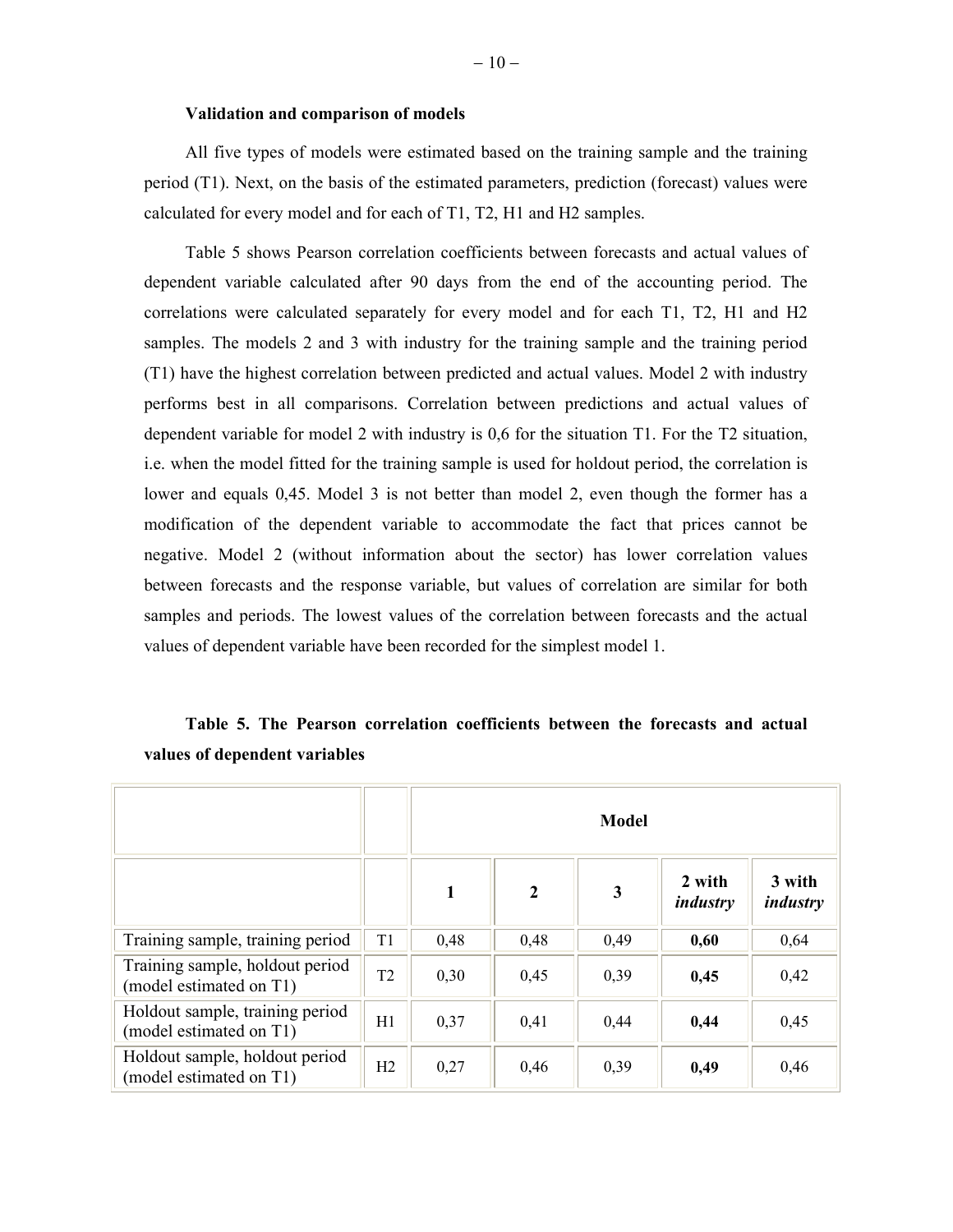**Validation and comparison of models**

All five types of models were estimated based on the training sample and the training period (T1). Next, on the basis of the estimated parameters, prediction (forecast) values were calculated for every model and for each of T1, T2, H1 and H2 samples.

Table 5 shows Pearson correlation coefficients between forecasts and actual values of dependent variable calculated after 90 days from the end of the accounting period. The correlations were calculated separately for every model and for each T1, T2, H1 and H2 samples. The models 2 and 3 with industry for the training sample and the training period (T1) have the highest correlation between predicted and actual values. Model 2 with industry performs best in all comparisons. Correlation between predictions and actual values of dependent variable for model 2 with industry is 0,6 for the situation T1. For the T2 situation, i.e. when the model fitted for the training sample is used for holdout period, the correlation is lower and equals 0,45. Model 3 is not better than model 2, even though the former has a modification of the dependent variable to accommodate the fact that prices cannot be negative. Model 2 (without information about the sector) has lower correlation values between forecasts and the response variable, but values of correlation are similar for both samples and periods. The lowest values of the correlation between forecasts and the actual values of dependent variable have been recorded for the simplest model 1.

**Table 5. The Pearson correlation coefficients between the forecasts and actual values of dependent variables**

| | | Model | | | | |
|---|---|---|---|---|---|---|
| | | **1** | **2** | **3** | **2 with *industry*** | **3 with *industry*** |
| Training sample, training period | T1 | 0,48 | 0,48 | 0,49 | **0,60** | 0,64 |
| Training sample, holdout period (model estimated on T1) | T2 | 0,30 | 0,45 | 0,39 | **0,45** | 0,42 |
| Holdout sample, training period (model estimated on T1) | H1 | 0,37 | 0,41 | 0,44 | **0,44** | 0,45 |
| Holdout sample, holdout period (model estimated on T1) | H2 | 0,27 | 0,46 | 0,39 | **0,49** | 0,46 |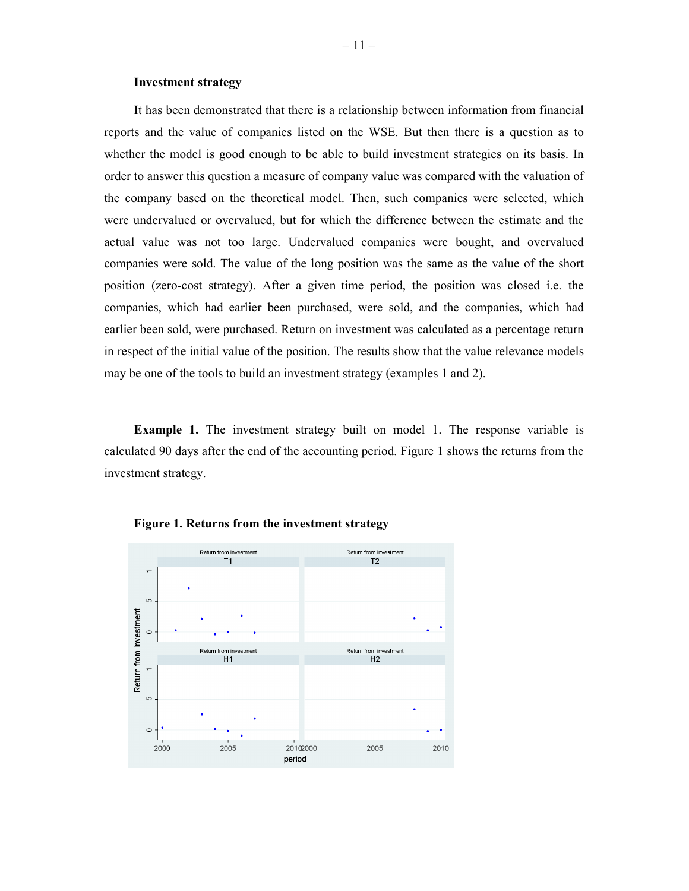### Investment strategy

It has been demonstrated that there is a relationship between information from financial reports and the value of companies listed on the WSE. But then there is a question as to whether the model is good enough to be able to build investment strategies on its basis. In order to answer this question a measure of company value was compared with the valuation of the company based on the theoretical model. Then, such companies were selected, which were undervalued or overvalued, but for which the difference between the estimate and the actual value was not too large. Undervalued companies were bought, and overvalued companies were sold. The value of the long position was the same as the value of the short position (zero-cost strategy). After a given time period, the position was closed i.e. the companies, which had earlier been purchased, were sold, and the companies, which had earlier been sold, were purchased. Return on investment was calculated as a percentage return in respect of the initial value of the position. The results show that the value relevance models may be one of the tools to build an investment strategy (examples 1 and 2).

**Example 1.** The investment strategy built on model 1. The response variable is calculated 90 days after the end of the accounting period. Figure 1 shows the returns from the investment strategy.

**Figure 1. Returns from the investment strategy**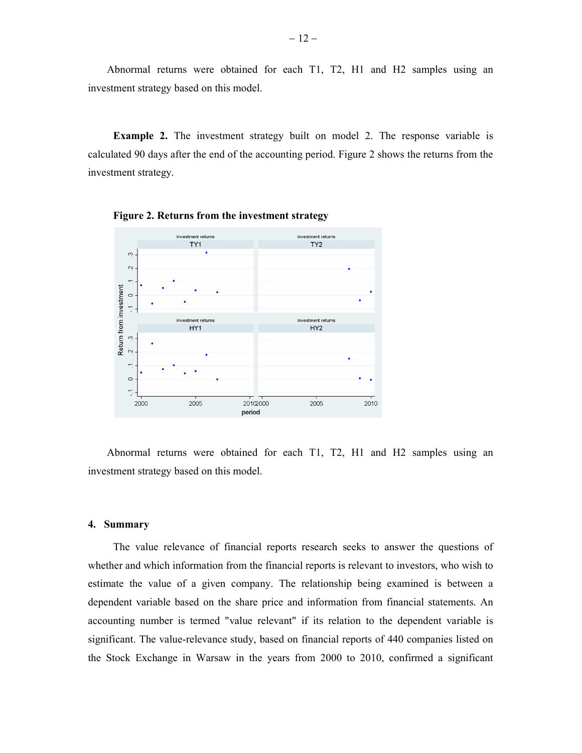Abnormal returns were obtained for each T1, T2, H1 and H2 samples using an investment strategy based on this model.

**Example 2.** The investment strategy built on model 2. The response variable is calculated 90 days after the end of the accounting period. Figure 2 shows the returns from the investment strategy.

**Figure 2. Returns from the investment strategy**

Abnormal returns were obtained for each T1, T2, H1 and H2 samples using an investment strategy based on this model.

## 4. Summary

The value relevance of financial reports research seeks to answer the questions of whether and which information from the financial reports is relevant to investors, who wish to estimate the value of a given company. The relationship being examined is between a dependent variable based on the share price and information from financial statements. An accounting number is termed "value relevant" if its relation to the dependent variable is significant. The value-relevance study, based on financial reports of 440 companies listed on the Stock Exchange in Warsaw in the years from 2000 to 2010, confirmed a significant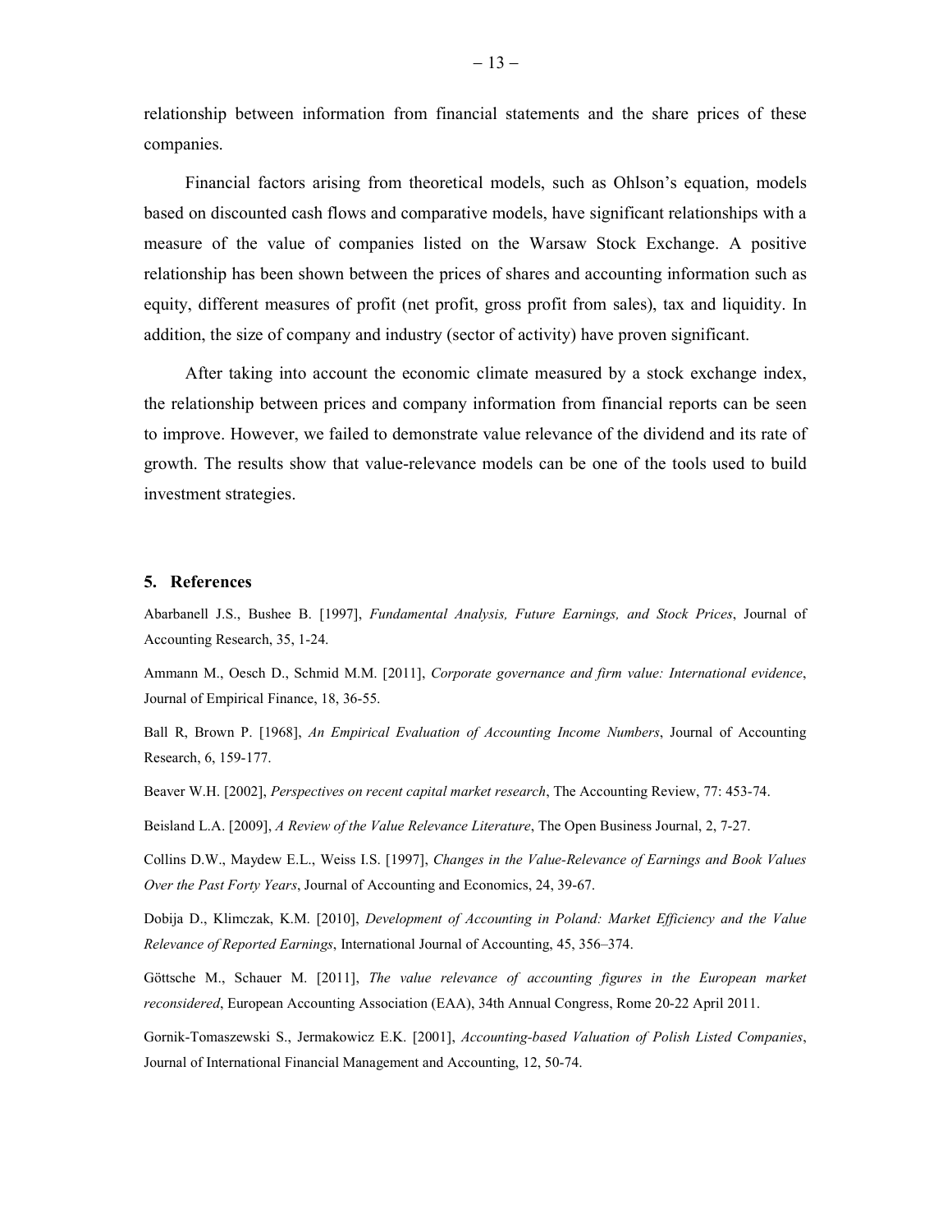relationship between information from financial statements and the share prices of these companies.

Financial factors arising from theoretical models, such as Ohlson's equation, models based on discounted cash flows and comparative models, have significant relationships with a measure of the value of companies listed on the Warsaw Stock Exchange. A positive relationship has been shown between the prices of shares and accounting information such as equity, different measures of profit (net profit, gross profit from sales), tax and liquidity. In addition, the size of company and industry (sector of activity) have proven significant.

After taking into account the economic climate measured by a stock exchange index, the relationship between prices and company information from financial reports can be seen to improve. However, we failed to demonstrate value relevance of the dividend and its rate of growth. The results show that value-relevance models can be one of the tools used to build investment strategies.

## 5. References

Abarbanell J.S., Bushee B. [1997], *Fundamental Analysis, Future Earnings, and Stock Prices*, Journal of Accounting Research, 35, 1-24.

Ammann M., Oesch D., Schmid M.M. [2011], *Corporate governance and firm value: International evidence*, Journal of Empirical Finance, 18, 36-55.

Ball R, Brown P. [1968], *An Empirical Evaluation of Accounting Income Numbers*, Journal of Accounting Research, 6, 159-177.

Beaver W.H. [2002], *Perspectives on recent capital market research*, The Accounting Review, 77: 453-74.

Beisland L.A. [2009], *A Review of the Value Relevance Literature*, The Open Business Journal, 2, 7-27.

Collins D.W., Maydew E.L., Weiss I.S. [1997], *Changes in the Value-Relevance of Earnings and Book Values Over the Past Forty Years*, Journal of Accounting and Economics, 24, 39-67.

Dobija D., Klimczak, K.M. [2010], *Development of Accounting in Poland: Market Efficiency and the Value Relevance of Reported Earnings*, International Journal of Accounting, 45, 356–374.

Göttsche M., Schauer M. [2011], *The value relevance of accounting figures in the European market reconsidered*, European Accounting Association (EAA), 34th Annual Congress, Rome 20-22 April 2011.

Gornik-Tomaszewski S., Jermakowicz E.K. [2001], *Accounting-based Valuation of Polish Listed Companies*, Journal of International Financial Management and Accounting, 12, 50-74.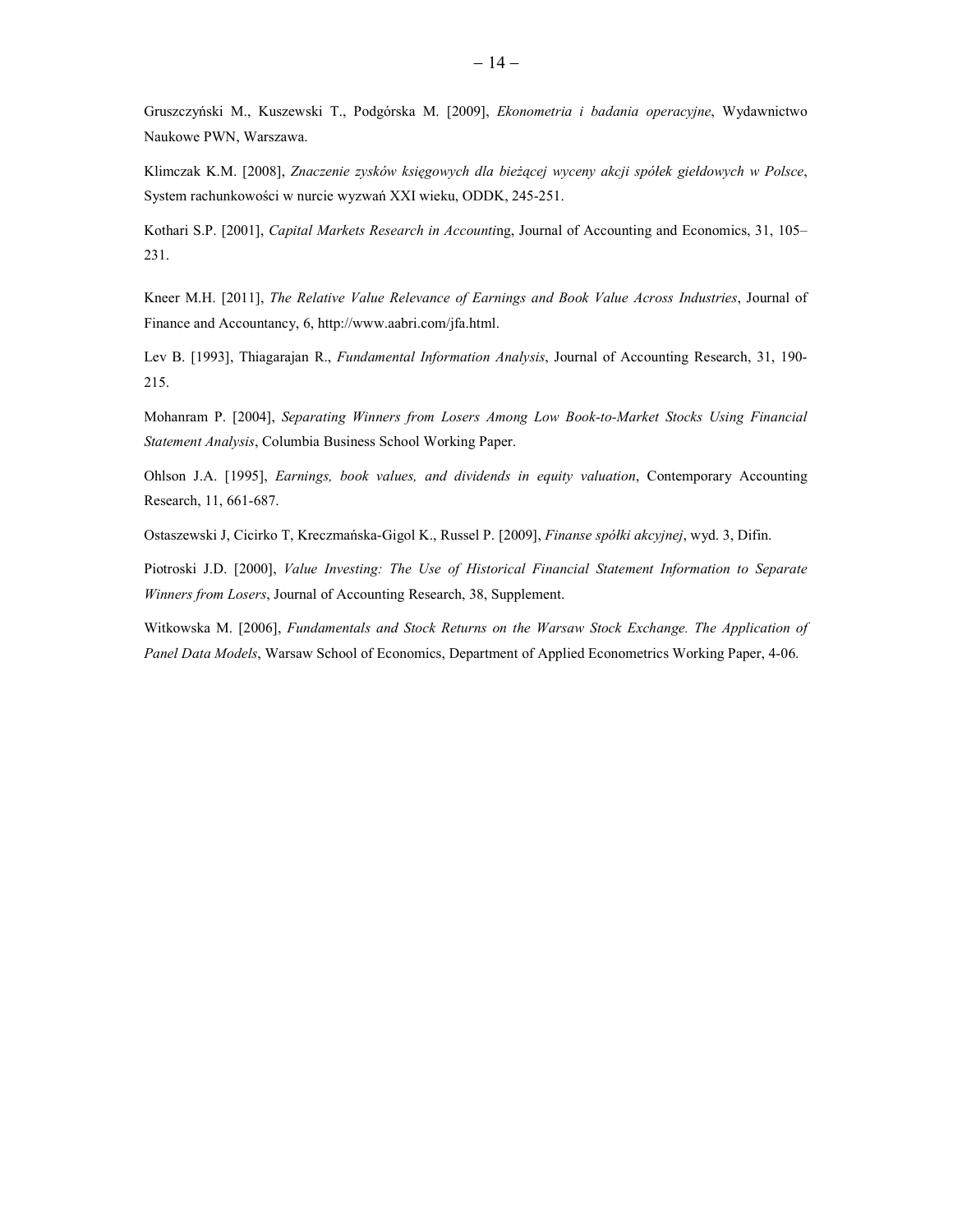Gruszczyński M., Kuszewski T., Podgórska M. [2009], *Ekonometria i badania operacyjne*, Wydawnictwo Naukowe PWN, Warszawa.

Klimczak K.M. [2008], *Znaczenie zysków księgowych dla bieżącej wyceny akcji spółek giełdowych w Polsce*, System rachunkowości w nurcie wyzwań XXI wieku, ODDK, 245-251.

Kothari S.P. [2001], *Capital Markets Research in Accounti*ng, Journal of Accounting and Economics, 31, 105–231.

Kneer M.H. [2011], *The Relative Value Relevance of Earnings and Book Value Across Industries*, Journal of Finance and Accountancy, 6, http://www.aabri.com/jfa.html.

Lev B. [1993], Thiagarajan R., *Fundamental Information Analysis*, Journal of Accounting Research, 31, 190-215.

Mohanram P. [2004], *Separating Winners from Losers Among Low Book-to-Market Stocks Using Financial Statement Analysis*, Columbia Business School Working Paper.

Ohlson J.A. [1995], *Earnings, book values, and dividends in equity valuation*, Contemporary Accounting Research, 11, 661-687.

Ostaszewski J, Cicirko T, Kreczmańska-Gigol K., Russel P. [2009], *Finanse spółki akcyjnej*, wyd. 3, Difin.

Piotroski J.D. [2000], *Value Investing: The Use of Historical Financial Statement Information to Separate Winners from Losers*, Journal of Accounting Research, 38, Supplement.

Witkowska M. [2006], *Fundamentals and Stock Returns on the Warsaw Stock Exchange. The Application of Panel Data Models*, Warsaw School of Economics, Department of Applied Econometrics Working Paper, 4-06.